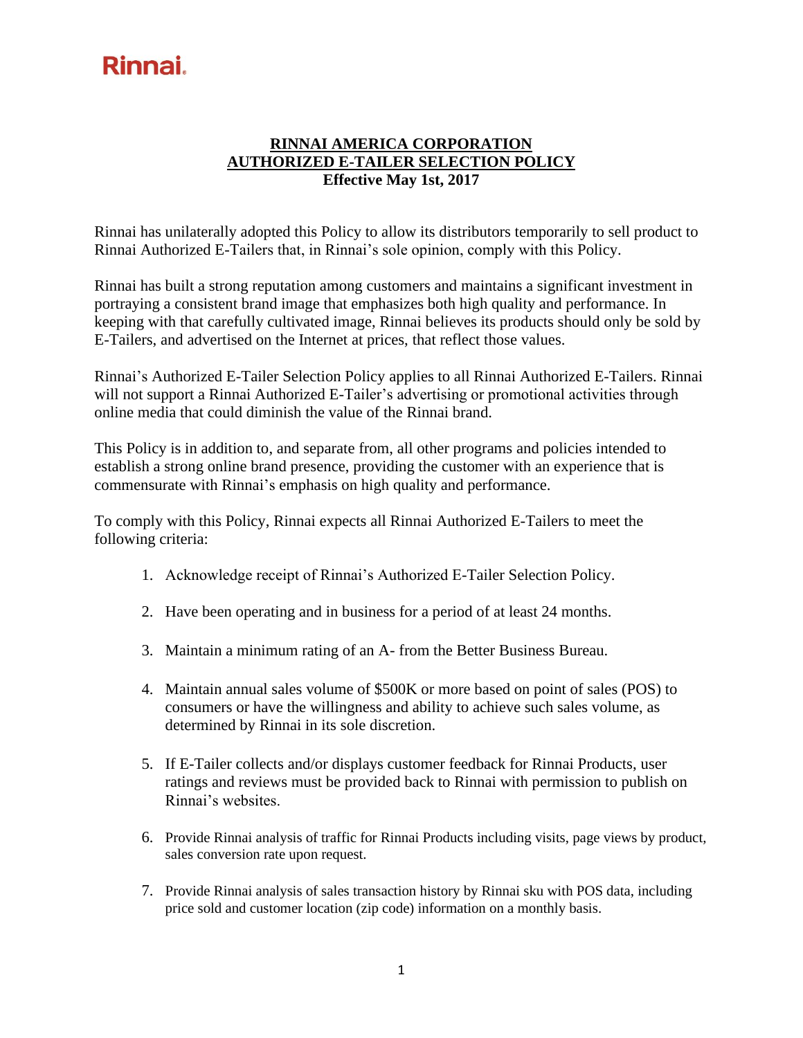Rinnai

# RINNAI AMERICA CORPORATION
# AUTHORIZED E-TAILER SELECTION POLICY
**Effective May 1st, 2017**

Rinnai has unilaterally adopted this Policy to allow its distributors temporarily to sell product to Rinnai Authorized E-Tailers that, in Rinnai's sole opinion, comply with this Policy.

Rinnai has built a strong reputation among customers and maintains a significant investment in portraying a consistent brand image that emphasizes both high quality and performance. In keeping with that carefully cultivated image, Rinnai believes its products should only be sold by E-Tailers, and advertised on the Internet at prices, that reflect those values.

Rinnai's Authorized E-Tailer Selection Policy applies to all Rinnai Authorized E-Tailers. Rinnai will not support a Rinnai Authorized E-Tailer's advertising or promotional activities through online media that could diminish the value of the Rinnai brand.

This Policy is in addition to, and separate from, all other programs and policies intended to establish a strong online brand presence, providing the customer with an experience that is commensurate with Rinnai's emphasis on high quality and performance.

To comply with this Policy, Rinnai expects all Rinnai Authorized E-Tailers to meet the following criteria:

1. Acknowledge receipt of Rinnai's Authorized E-Tailer Selection Policy.
2. Have been operating and in business for a period of at least 24 months.
3. Maintain a minimum rating of an A- from the Better Business Bureau.
4. Maintain annual sales volume of $500K or more based on point of sales (POS) to consumers or have the willingness and ability to achieve such sales volume, as determined by Rinnai in its sole discretion.
5. If E-Tailer collects and/or displays customer feedback for Rinnai Products, user ratings and reviews must be provided back to Rinnai with permission to publish on Rinnai's websites.
6. Provide Rinnai analysis of traffic for Rinnai Products including visits, page views by product, sales conversion rate upon request.
7. Provide Rinnai analysis of sales transaction history by Rinnai sku with POS data, including price sold and customer location (zip code) information on a monthly basis.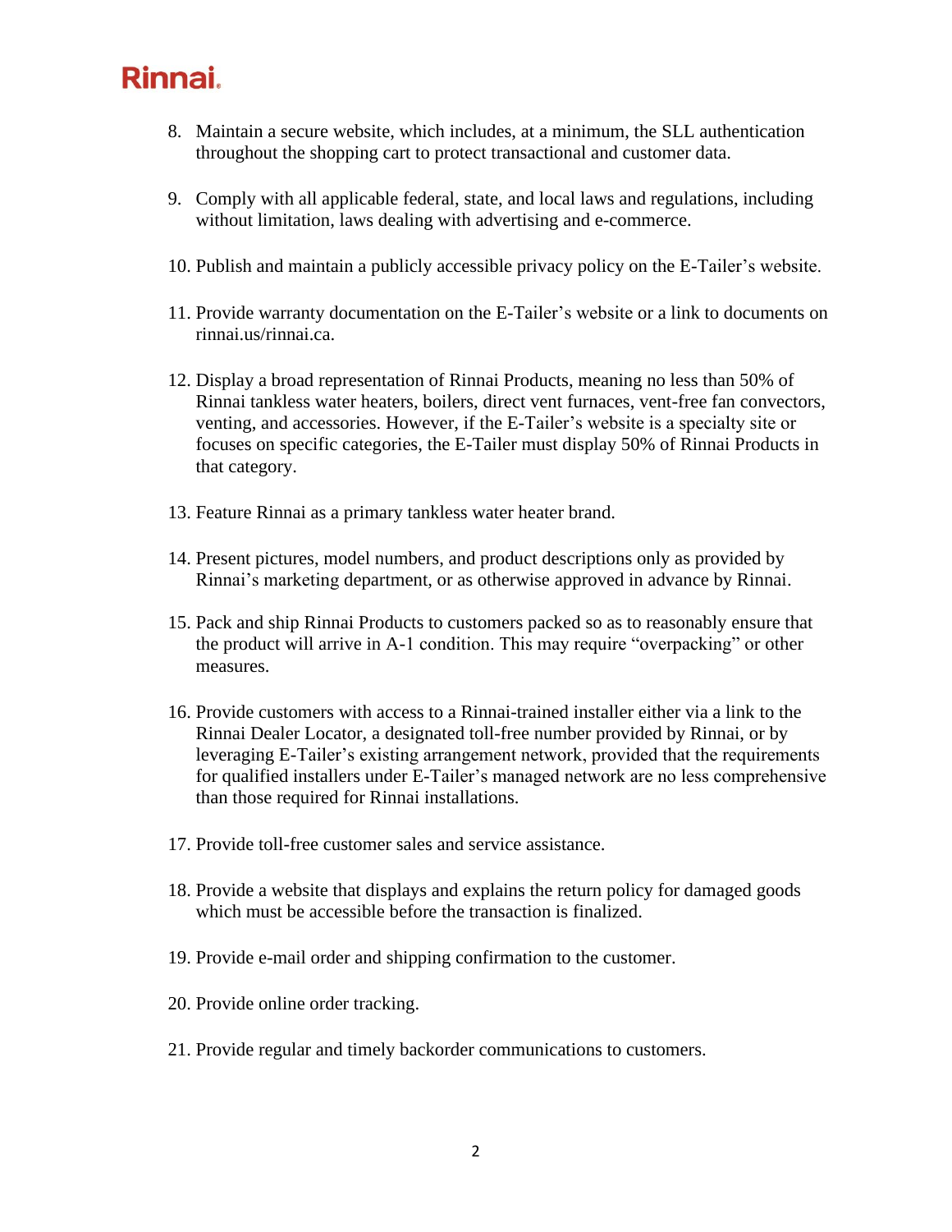8. Maintain a secure website, which includes, at a minimum, the SLL authentication throughout the shopping cart to protect transactional and customer data.

9. Comply with all applicable federal, state, and local laws and regulations, including without limitation, laws dealing with advertising and e-commerce.

10. Publish and maintain a publicly accessible privacy policy on the E-Tailer's website.

11. Provide warranty documentation on the E-Tailer's website or a link to documents on rinnai.us/rinnai.ca.

12. Display a broad representation of Rinnai Products, meaning no less than 50% of Rinnai tankless water heaters, boilers, direct vent furnaces, vent-free fan convectors, venting, and accessories. However, if the E-Tailer's website is a specialty site or focuses on specific categories, the E-Tailer must display 50% of Rinnai Products in that category.

13. Feature Rinnai as a primary tankless water heater brand.

14. Present pictures, model numbers, and product descriptions only as provided by Rinnai's marketing department, or as otherwise approved in advance by Rinnai.

15. Pack and ship Rinnai Products to customers packed so as to reasonably ensure that the product will arrive in A-1 condition. This may require "overpacking" or other measures.

16. Provide customers with access to a Rinnai-trained installer either via a link to the Rinnai Dealer Locator, a designated toll-free number provided by Rinnai, or by leveraging E-Tailer's existing arrangement network, provided that the requirements for qualified installers under E-Tailer's managed network are no less comprehensive than those required for Rinnai installations.

17. Provide toll-free customer sales and service assistance.

18. Provide a website that displays and explains the return policy for damaged goods which must be accessible before the transaction is finalized.

19. Provide e-mail order and shipping confirmation to the customer.

20. Provide online order tracking.

21. Provide regular and timely backorder communications to customers.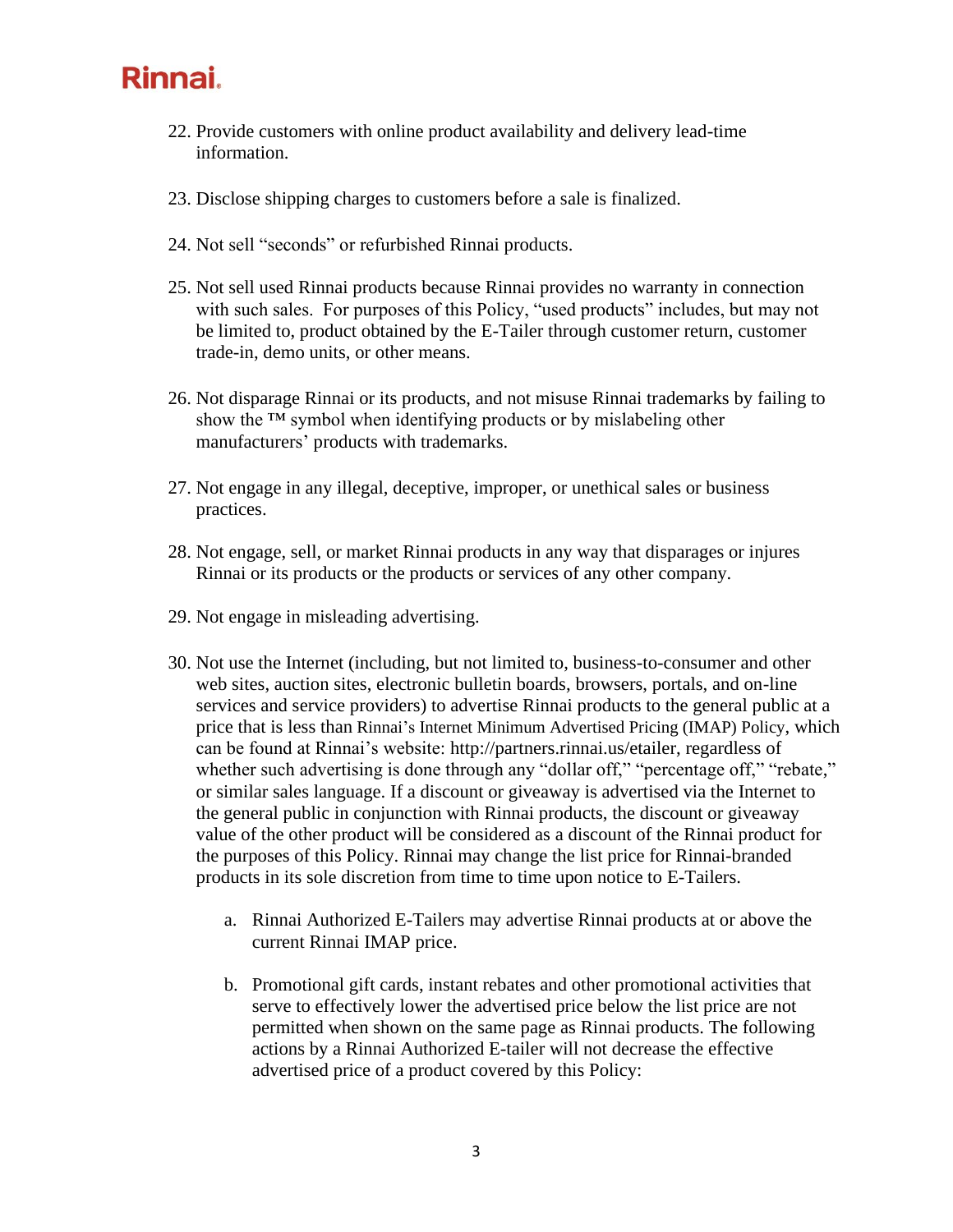22. Provide customers with online product availability and delivery lead-time information.

23. Disclose shipping charges to customers before a sale is finalized.

24. Not sell “seconds” or refurbished Rinnai products.

25. Not sell used Rinnai products because Rinnai provides no warranty in connection with such sales. For purposes of this Policy, “used products” includes, but may not be limited to, product obtained by the E-Tailer through customer return, customer trade-in, demo units, or other means.

26. Not disparage Rinnai or its products, and not misuse Rinnai trademarks by failing to show the ™ symbol when identifying products or by mislabeling other manufacturers’ products with trademarks.

27. Not engage in any illegal, deceptive, improper, or unethical sales or business practices.

28. Not engage, sell, or market Rinnai products in any way that disparages or injures Rinnai or its products or the products or services of any other company.

29. Not engage in misleading advertising.

30. Not use the Internet (including, but not limited to, business-to-consumer and other web sites, auction sites, electronic bulletin boards, browsers, portals, and on-line services and service providers) to advertise Rinnai products to the general public at a price that is less than Rinnai’s Internet Minimum Advertised Pricing (IMAP) Policy, which can be found at Rinnai’s website: http://partners.rinnai.us/etailer, regardless of whether such advertising is done through any “dollar off,” “percentage off,” “rebate,” or similar sales language. If a discount or giveaway is advertised via the Internet to the general public in conjunction with Rinnai products, the discount or giveaway value of the other product will be considered as a discount of the Rinnai product for the purposes of this Policy. Rinnai may change the list price for Rinnai-branded products in its sole discretion from time to time upon notice to E-Tailers.

    a. Rinnai Authorized E-Tailers may advertise Rinnai products at or above the current Rinnai IMAP price.

    b. Promotional gift cards, instant rebates and other promotional activities that serve to effectively lower the advertised price below the list price are not permitted when shown on the same page as Rinnai products. The following actions by a Rinnai Authorized E-tailer will not decrease the effective advertised price of a product covered by this Policy: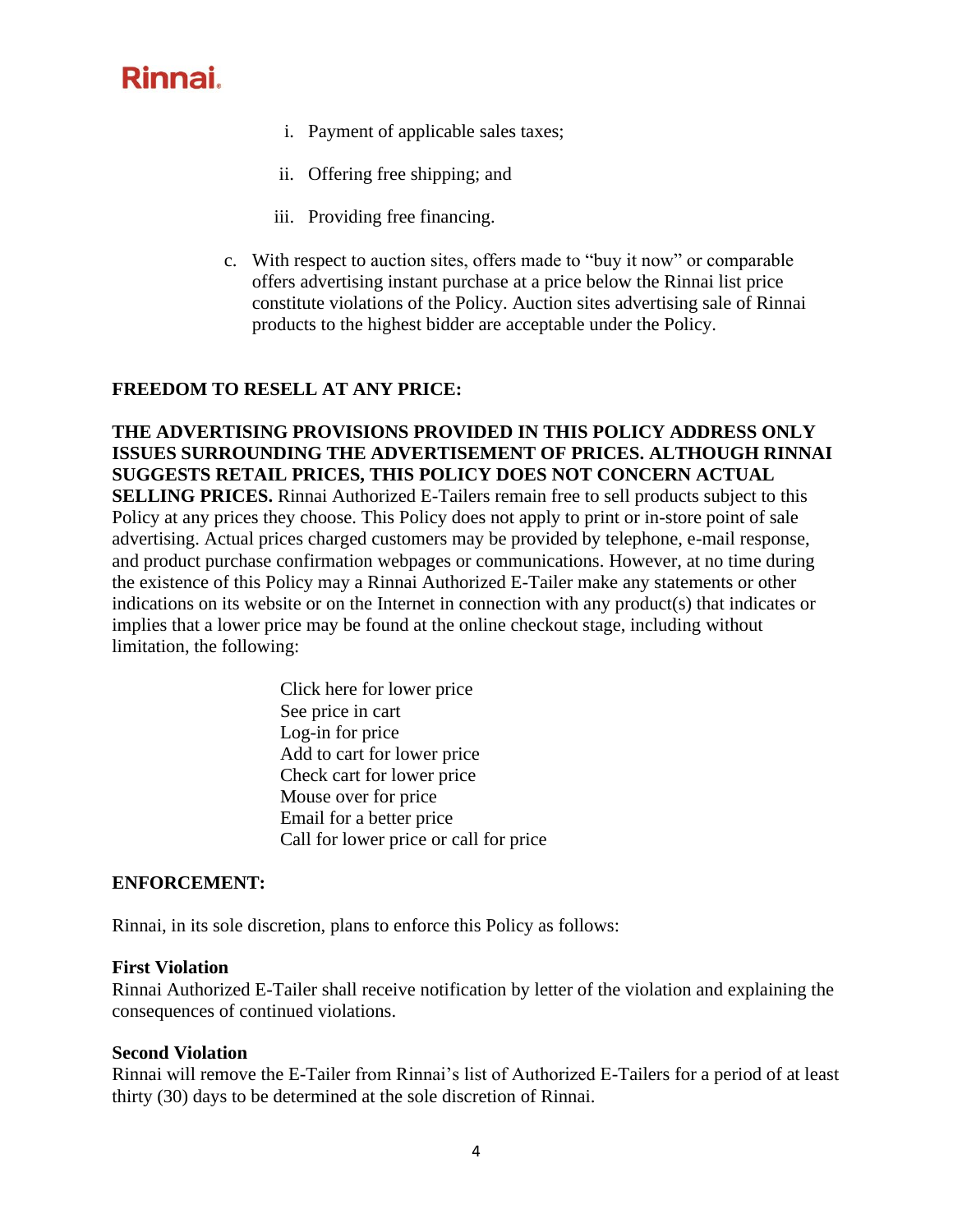i. Payment of applicable sales taxes;

   ii. Offering free shipping; and

   iii. Providing free financing.

c. With respect to auction sites, offers made to "buy it now" or comparable offers advertising instant purchase at a price below the Rinnai list price constitute violations of the Policy. Auction sites advertising sale of Rinnai products to the highest bidder are acceptable under the Policy.

**FREEDOM TO RESELL AT ANY PRICE:**

**THE ADVERTISING PROVISIONS PROVIDED IN THIS POLICY ADDRESS ONLY ISSUES SURROUNDING THE ADVERTISEMENT OF PRICES. ALTHOUGH RINNAI SUGGESTS RETAIL PRICES, THIS POLICY DOES NOT CONCERN ACTUAL SELLING PRICES.** Rinnai Authorized E-Tailers remain free to sell products subject to this Policy at any prices they choose. This Policy does not apply to print or in-store point of sale advertising. Actual prices charged customers may be provided by telephone, e-mail response, and product purchase confirmation webpages or communications. However, at no time during the existence of this Policy may a Rinnai Authorized E-Tailer make any statements or other indications on its website or on the Internet in connection with any product(s) that indicates or implies that a lower price may be found at the online checkout stage, including without limitation, the following:

Click here for lower price
See price in cart
Log-in for price
Add to cart for lower price
Check cart for lower price
Mouse over for price
Email for a better price
Call for lower price or call for price

**ENFORCEMENT:**

Rinnai, in its sole discretion, plans to enforce this Policy as follows:

**First Violation**
Rinnai Authorized E-Tailer shall receive notification by letter of the violation and explaining the consequences of continued violations.

**Second Violation**
Rinnai will remove the E-Tailer from Rinnai's list of Authorized E-Tailers for a period of at least thirty (30) days to be determined at the sole discretion of Rinnai.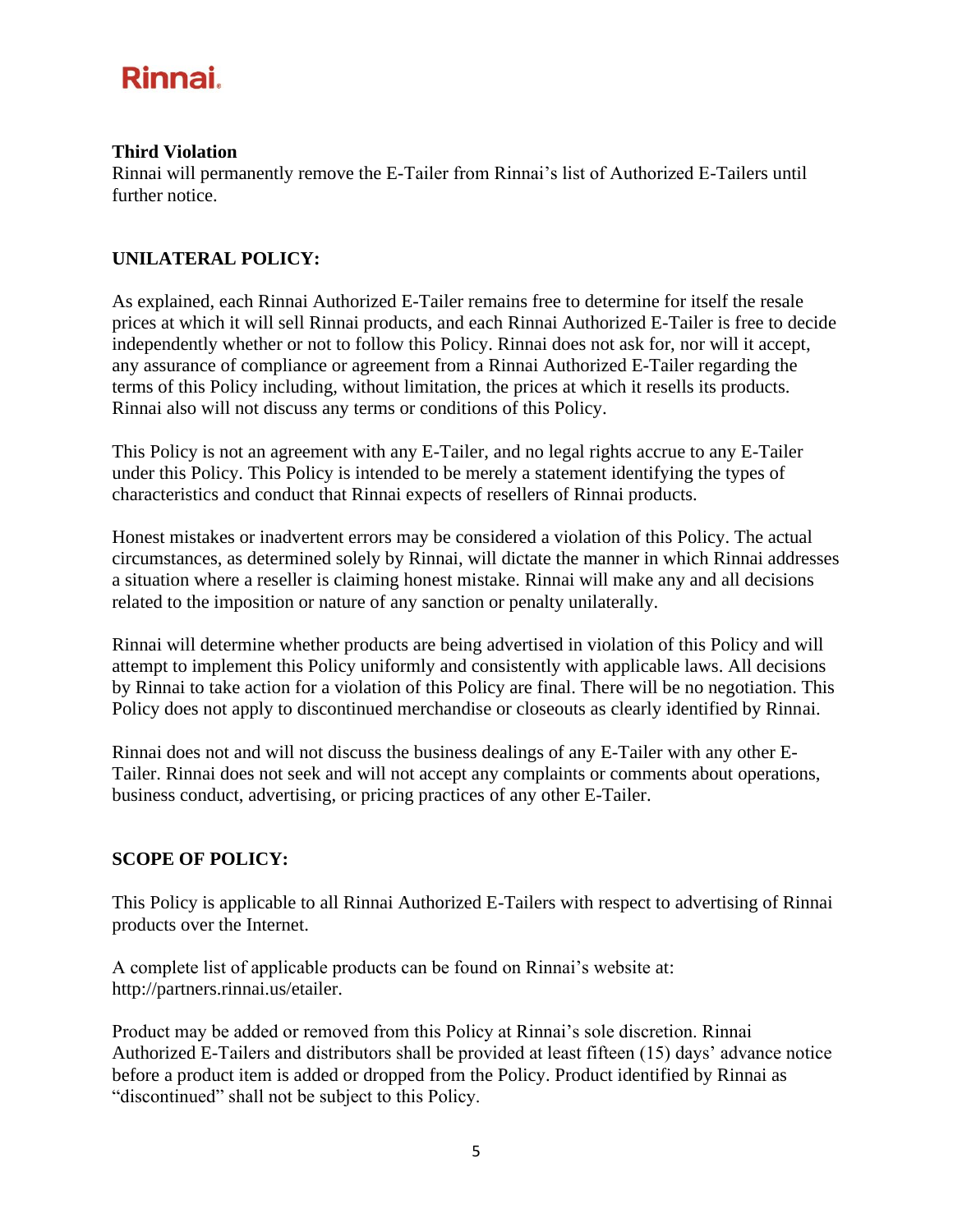**Third Violation**
Rinnai will permanently remove the E-Tailer from Rinnai's list of Authorized E-Tailers until further notice.

## UNILATERAL POLICY:

As explained, each Rinnai Authorized E-Tailer remains free to determine for itself the resale prices at which it will sell Rinnai products, and each Rinnai Authorized E-Tailer is free to decide independently whether or not to follow this Policy. Rinnai does not ask for, nor will it accept, any assurance of compliance or agreement from a Rinnai Authorized E-Tailer regarding the terms of this Policy including, without limitation, the prices at which it resells its products. Rinnai also will not discuss any terms or conditions of this Policy.

This Policy is not an agreement with any E-Tailer, and no legal rights accrue to any E-Tailer under this Policy. This Policy is intended to be merely a statement identifying the types of characteristics and conduct that Rinnai expects of resellers of Rinnai products.

Honest mistakes or inadvertent errors may be considered a violation of this Policy. The actual circumstances, as determined solely by Rinnai, will dictate the manner in which Rinnai addresses a situation where a reseller is claiming honest mistake. Rinnai will make any and all decisions related to the imposition or nature of any sanction or penalty unilaterally.

Rinnai will determine whether products are being advertised in violation of this Policy and will attempt to implement this Policy uniformly and consistently with applicable laws. All decisions by Rinnai to take action for a violation of this Policy are final. There will be no negotiation. This Policy does not apply to discontinued merchandise or closeouts as clearly identified by Rinnai.

Rinnai does not and will not discuss the business dealings of any E-Tailer with any other E-Tailer. Rinnai does not seek and will not accept any complaints or comments about operations, business conduct, advertising, or pricing practices of any other E-Tailer.

## SCOPE OF POLICY:

This Policy is applicable to all Rinnai Authorized E-Tailers with respect to advertising of Rinnai products over the Internet.

A complete list of applicable products can be found on Rinnai's website at: http://partners.rinnai.us/etailer.

Product may be added or removed from this Policy at Rinnai's sole discretion. Rinnai Authorized E-Tailers and distributors shall be provided at least fifteen (15) days' advance notice before a product item is added or dropped from the Policy. Product identified by Rinnai as "discontinued" shall not be subject to this Policy.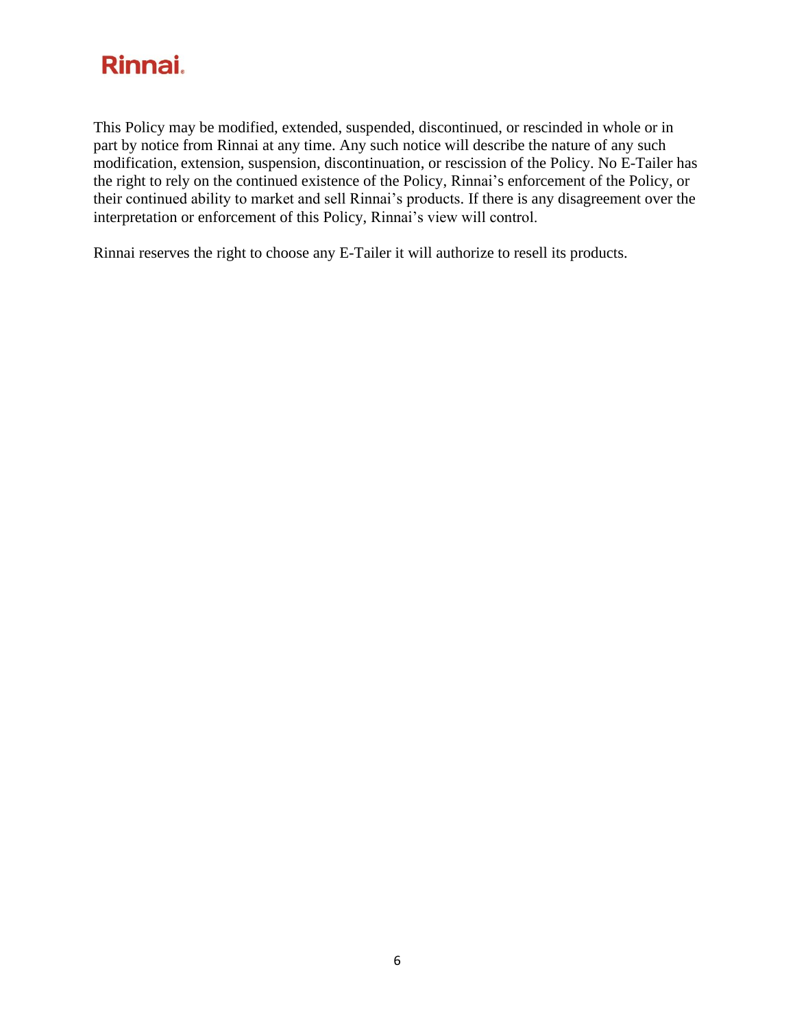This Policy may be modified, extended, suspended, discontinued, or rescinded in whole or in part by notice from Rinnai at any time. Any such notice will describe the nature of any such modification, extension, suspension, discontinuation, or rescission of the Policy. No E-Tailer has the right to rely on the continued existence of the Policy, Rinnai's enforcement of the Policy, or their continued ability to market and sell Rinnai's products. If there is any disagreement over the interpretation or enforcement of this Policy, Rinnai's view will control.

Rinnai reserves the right to choose any E-Tailer it will authorize to resell its products.